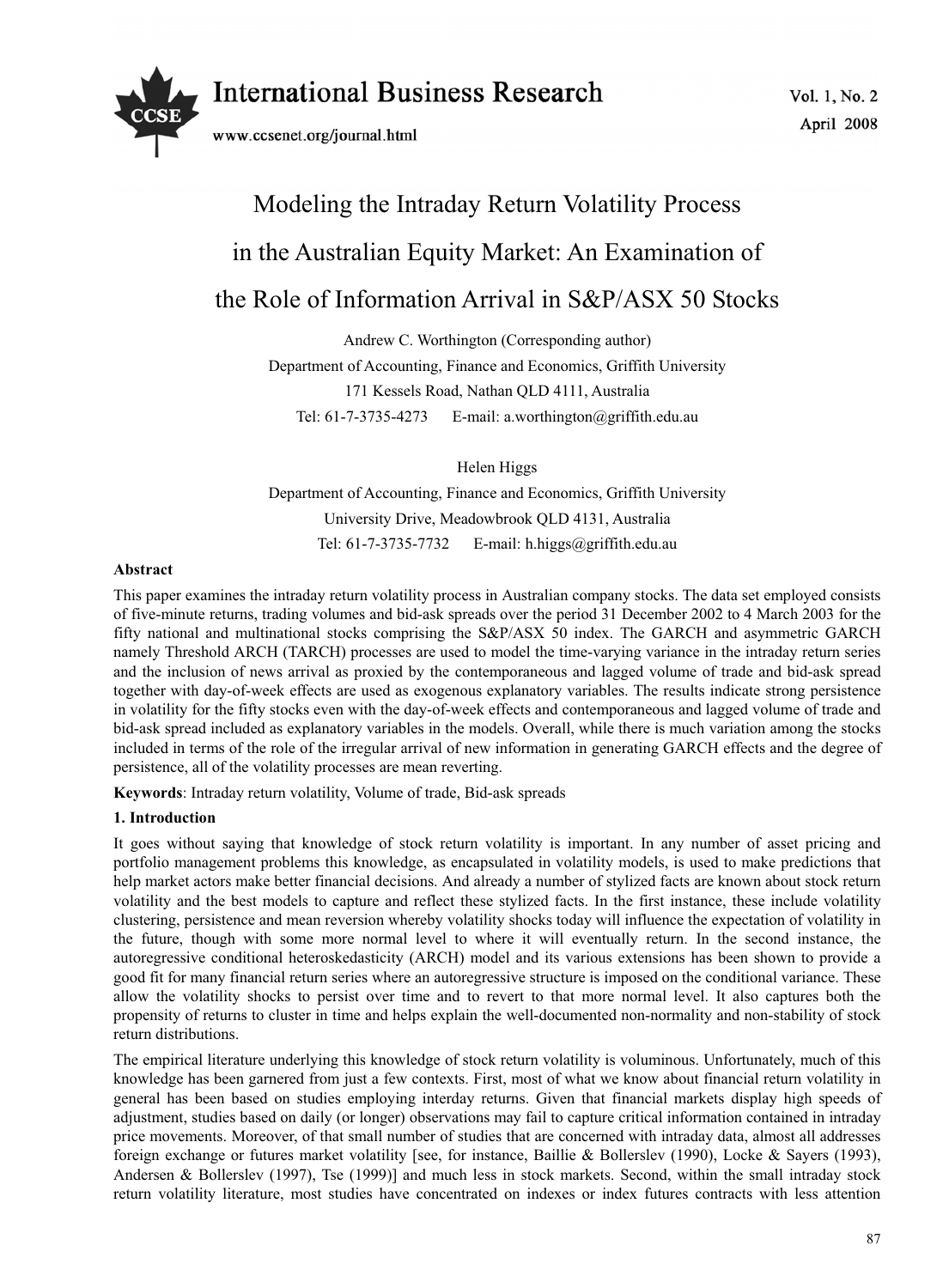# Modeling the Intraday Return Volatility Process in the Australian Equity Market: An Examination of the Role of Information Arrival in S&P/ASX 50 Stocks

Andrew C. Worthington (Corresponding author)

Department of Accounting, Finance and Economics, Griffith University

171 Kessels Road, Nathan QLD 4111, Australia

Tel: 61-7-3735-4273 E-mail: a.worthington@griffith.edu.au

Helen Higgs

Department of Accounting, Finance and Economics, Griffith University

University Drive, Meadowbrook QLD 4131, Australia

Tel: 61-7-3735-7732 E-mail: h.higgs@griffith.edu.au

**Abstract**

This paper examines the intraday return volatility process in Australian company stocks. The data set employed consists of five-minute returns, trading volumes and bid-ask spreads over the period 31 December 2002 to 4 March 2003 for the fifty national and multinational stocks comprising the S&P/ASX 50 index. The GARCH and asymmetric GARCH namely Threshold ARCH (TARCH) processes are used to model the time-varying variance in the intraday return series and the inclusion of news arrival as proxied by the contemporaneous and lagged volume of trade and bid-ask spread together with day-of-week effects are used as exogenous explanatory variables. The results indicate strong persistence in volatility for the fifty stocks even with the day-of-week effects and contemporaneous and lagged volume of trade and bid-ask spread included as explanatory variables in the models. Overall, while there is much variation among the stocks included in terms of the role of the irregular arrival of new information in generating GARCH effects and the degree of persistence, all of the volatility processes are mean reverting.

**Keywords**: Intraday return volatility, Volume of trade, Bid-ask spreads

## 1. Introduction

It goes without saying that knowledge of stock return volatility is important. In any number of asset pricing and portfolio management problems this knowledge, as encapsulated in volatility models, is used to make predictions that help market actors make better financial decisions. And already a number of stylized facts are known about stock return volatility and the best models to capture and reflect these stylized facts. In the first instance, these include volatility clustering, persistence and mean reversion whereby volatility shocks today will influence the expectation of volatility in the future, though with some more normal level to where it will eventually return. In the second instance, the autoregressive conditional heteroskedasticity (ARCH) model and its various extensions has been shown to provide a good fit for many financial return series where an autoregressive structure is imposed on the conditional variance. These allow the volatility shocks to persist over time and to revert to that more normal level. It also captures both the propensity of returns to cluster in time and helps explain the well-documented non-normality and non-stability of stock return distributions.

The empirical literature underlying this knowledge of stock return volatility is voluminous. Unfortunately, much of this knowledge has been garnered from just a few contexts. First, most of what we know about financial return volatility in general has been based on studies employing interday returns. Given that financial markets display high speeds of adjustment, studies based on daily (or longer) observations may fail to capture critical information contained in intraday price movements. Moreover, of that small number of studies that are concerned with intraday data, almost all addresses foreign exchange or futures market volatility [see, for instance, Baillie & Bollerslev (1990), Locke & Sayers (1993), Andersen & Bollerslev (1997), Tse (1999)] and much less in stock markets. Second, within the small intraday stock return volatility literature, most studies have concentrated on indexes or index futures contracts with less attention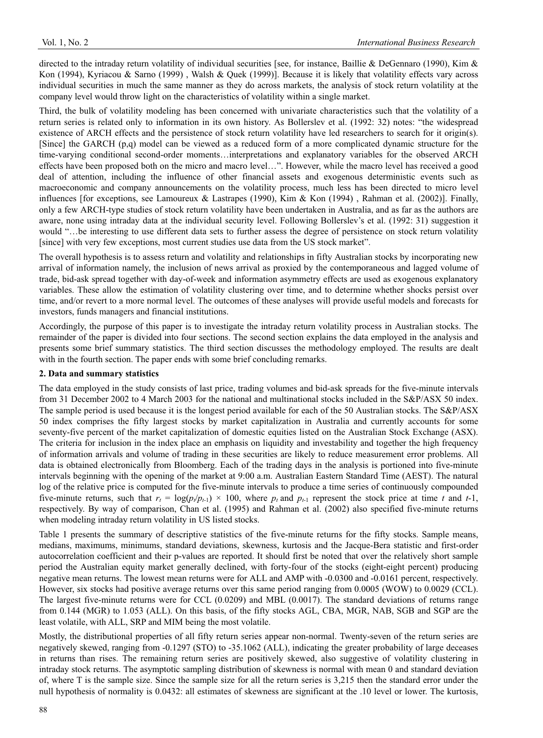directed to the intraday return volatility of individual securities [see, for instance, Baillie & DeGennaro (1990), Kim & Kon (1994), Kyriacou & Sarno (1999) , Walsh & Quek (1999)]. Because it is likely that volatility effects vary across individual securities in much the same manner as they do across markets, the analysis of stock return volatility at the company level would throw light on the characteristics of volatility within a single market.

Third, the bulk of volatility modeling has been concerned with univariate characteristics such that the volatility of a return series is related only to information in its own history. As Bollerslev et al. (1992: 32) notes: "the widespread existence of ARCH effects and the persistence of stock return volatility have led researchers to search for it origin(s). [Since] the GARCH (p,q) model can be viewed as a reduced form of a more complicated dynamic structure for the time-varying conditional second-order moments…interpretations and explanatory variables for the observed ARCH effects have been proposed both on the micro and macro level…". However, while the macro level has received a good deal of attention, including the influence of other financial assets and exogenous deterministic events such as macroeconomic and company announcements on the volatility process, much less has been directed to micro level influences [for exceptions, see Lamoureux & Lastrapes (1990), Kim & Kon (1994) , Rahman et al. (2002)]. Finally, only a few ARCH-type studies of stock return volatility have been undertaken in Australia, and as far as the authors are aware, none using intraday data at the individual security level. Following Bollerslev's et al. (1992: 31) suggestion it would "…be interesting to use different data sets to further assess the degree of persistence on stock return volatility [since] with very few exceptions, most current studies use data from the US stock market".

The overall hypothesis is to assess return and volatility and relationships in fifty Australian stocks by incorporating new arrival of information namely, the inclusion of news arrival as proxied by the contemporaneous and lagged volume of trade, bid-ask spread together with day-of-week and information asymmetry effects are used as exogenous explanatory variables. These allow the estimation of volatility clustering over time, and to determine whether shocks persist over time, and/or revert to a more normal level. The outcomes of these analyses will provide useful models and forecasts for investors, funds managers and financial institutions.

Accordingly, the purpose of this paper is to investigate the intraday return volatility process in Australian stocks. The remainder of the paper is divided into four sections. The second section explains the data employed in the analysis and presents some brief summary statistics. The third section discusses the methodology employed. The results are dealt with in the fourth section. The paper ends with some brief concluding remarks.

## 2. Data and summary statistics

The data employed in the study consists of last price, trading volumes and bid-ask spreads for the five-minute intervals from 31 December 2002 to 4 March 2003 for the national and multinational stocks included in the S&P/ASX 50 index. The sample period is used because it is the longest period available for each of the 50 Australian stocks. The S&P/ASX 50 index comprises the fifty largest stocks by market capitalization in Australia and currently accounts for some seventy-five percent of the market capitalization of domestic equities listed on the Australian Stock Exchange (ASX). The criteria for inclusion in the index place an emphasis on liquidity and investability and together the high frequency of information arrivals and volume of trading in these securities are likely to reduce measurement error problems. All data is obtained electronically from Bloomberg. Each of the trading days in the analysis is portioned into five-minute intervals beginning with the opening of the market at 9:00 a.m. Australian Eastern Standard Time (AEST). The natural log of the relative price is computed for the five-minute intervals to produce a time series of continuously compounded five-minute returns, such that $r_t = \log(p_t/p_{t-1}) \times 100$, where $p_t$ and $p_{t-1}$ represent the stock price at time $t$ and $t$-1, respectively. By way of comparison, Chan et al. (1995) and Rahman et al. (2002) also specified five-minute returns when modeling intraday return volatility in US listed stocks.

Table 1 presents the summary of descriptive statistics of the five-minute returns for the fifty stocks. Sample means, medians, maximums, minimums, standard deviations, skewness, kurtosis and the Jacque-Bera statistic and first-order autocorrelation coefficient and their p-values are reported. It should first be noted that over the relatively short sample period the Australian equity market generally declined, with forty-four of the stocks (eight-eight percent) producing negative mean returns. The lowest mean returns were for ALL and AMP with -0.0300 and -0.0161 percent, respectively. However, six stocks had positive average returns over this same period ranging from 0.0005 (WOW) to 0.0029 (CCL). The largest five-minute returns were for CCL (0.0209) and MBL (0.0017). The standard deviations of returns range from 0.144 (MGR) to 1.053 (ALL). On this basis, of the fifty stocks AGL, CBA, MGR, NAB, SGB and SGP are the least volatile, with ALL, SRP and MIM being the most volatile.

Mostly, the distributional properties of all fifty return series appear non-normal. Twenty-seven of the return series are negatively skewed, ranging from -0.1297 (STO) to -35.1062 (ALL), indicating the greater probability of large deceases in returns than rises. The remaining return series are positively skewed, also suggestive of volatility clustering in intraday stock returns. The asymptotic sampling distribution of skewness is normal with mean 0 and standard deviation of, where T is the sample size. Since the sample size for all the return series is 3,215 then the standard error under the null hypothesis of normality is 0.0432: all estimates of skewness are significant at the .10 level or lower. The kurtosis,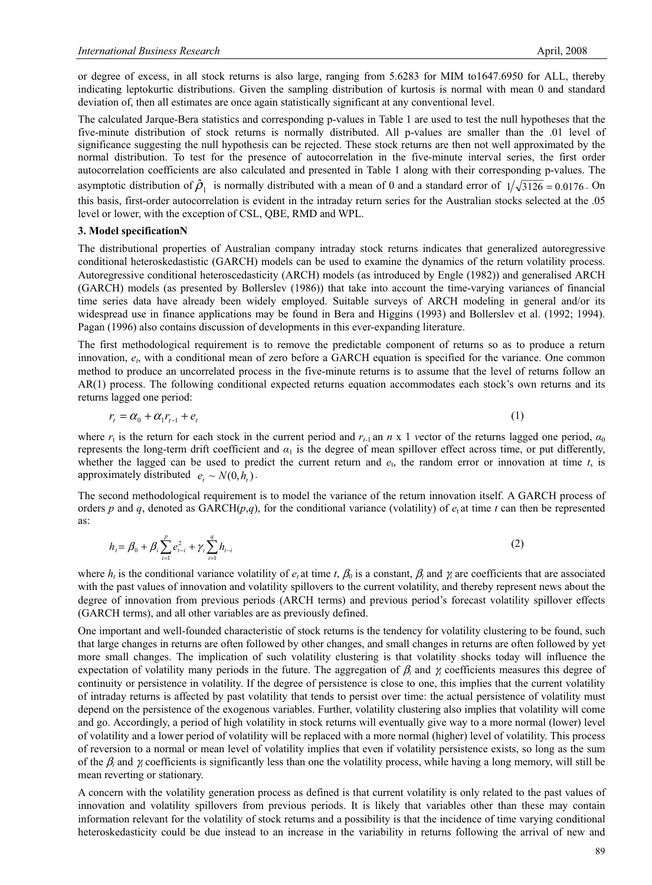or degree of excess, in all stock returns is also large, ranging from 5.6283 for MIM to1647.6950 for ALL, thereby indicating leptokurtic distributions. Given the sampling distribution of kurtosis is normal with mean 0 and standard deviation of, then all estimates are once again statistically significant at any conventional level.

The calculated Jarque-Bera statistics and corresponding p-values in Table 1 are used to test the null hypotheses that the five-minute distribution of stock returns is normally distributed. All p-values are smaller than the .01 level of significance suggesting the null hypothesis can be rejected. These stock returns are then not well approximated by the normal distribution. To test for the presence of autocorrelation in the five-minute interval series, the first order autocorrelation coefficients are also calculated and presented in Table 1 along with their corresponding p-values. The asymptotic distribution of $\hat{\rho}_1$ is normally distributed with a mean of 0 and a standard error of $1/\sqrt{3126} = 0.0176$. On this basis, first-order autocorrelation is evident in the intraday return series for the Australian stocks selected at the .05 level or lower, with the exception of CSL, QBE, RMD and WPL.

### 3. Model specificationN

The distributional properties of Australian company intraday stock returns indicates that generalized autoregressive conditional heteroskedastistic (GARCH) models can be used to examine the dynamics of the return volatility process. Autoregressive conditional heteroscedasticity (ARCH) models (as introduced by Engle (1982)) and generalised ARCH (GARCH) models (as presented by Bollerslev (1986)) that take into account the time-varying variances of financial time series data have already been widely employed. Suitable surveys of ARCH modeling in general and/or its widespread use in finance applications may be found in Bera and Higgins (1993) and Bollerslev et al. (1992; 1994). Pagan (1996) also contains discussion of developments in this ever-expanding literature.

The first methodological requirement is to remove the predictable component of returns so as to produce a return innovation, $e_t$, with a conditional mean of zero before a GARCH equation is specified for the variance. One common method to produce an uncorrelated process in the five-minute returns is to assume that the level of returns follow an AR(1) process. The following conditional expected returns equation accommodates each stock's own returns and its returns lagged one period:

$$r_t = \alpha_0 + \alpha_1 r_{t-1} + e_t \tag{1}$$

where $r_t$ is the return for each stock in the current period and $r_{t-1}$ an $n$ x 1 vector of the returns lagged one period, $\alpha_0$ represents the long-term drift coefficient and $\alpha_1$ is the degree of mean spillover effect across time, or put differently, whether the lagged can be used to predict the current return and $e_t$, the random error or innovation at time $t$, is approximately distributed $e_t \sim N(0, h_t)$.

The second methodological requirement is to model the variance of the return innovation itself. A GARCH process of orders $p$ and $q$, denoted as GARCH($p$,$q$), for the conditional variance (volatility) of $e_t$ at time $t$ can then be represented as:

$$h_t = \beta_0 + \beta_i \sum_{i=1}^{p} e_{t-i}^2 + \gamma_i \sum_{i=1}^{q} h_{t-i} \tag{2}$$

where $h_t$ is the conditional variance volatility of $e_t$ at time $t$, $\beta_0$ is a constant, $\beta_i$ and $\gamma_i$ are coefficients that are associated with the past values of innovation and volatility spillovers to the current volatility, and thereby represent news about the degree of innovation from previous periods (ARCH terms) and previous period's forecast volatility spillover effects (GARCH terms), and all other variables are as previously defined.

One important and well-founded characteristic of stock returns is the tendency for volatility clustering to be found, such that large changes in returns are often followed by other changes, and small changes in returns are often followed by yet more small changes. The implication of such volatility clustering is that volatility shocks today will influence the expectation of volatility many periods in the future. The aggregation of $\beta_i$ and $\gamma_i$ coefficients measures this degree of continuity or persistence in volatility. If the degree of persistence is close to one, this implies that the current volatility of intraday returns is affected by past volatility that tends to persist over time: the actual persistence of volatility must depend on the persistence of the exogenous variables. Further, volatility clustering also implies that volatility will come and go. Accordingly, a period of high volatility in stock returns will eventually give way to a more normal (lower) level of volatility and a lower period of volatility will be replaced with a more normal (higher) level of volatility. This process of reversion to a normal or mean level of volatility implies that even if volatility persistence exists, so long as the sum of the $\beta_i$ and $\gamma_i$ coefficients is significantly less than one the volatility process, while having a long memory, will still be mean reverting or stationary.

A concern with the volatility generation process as defined is that current volatility is only related to the past values of innovation and volatility spillovers from previous periods. It is likely that variables other than these may contain information relevant for the volatility of stock returns and a possibility is that the incidence of time varying conditional heteroskedasticity could be due instead to an increase in the variability in returns following the arrival of new and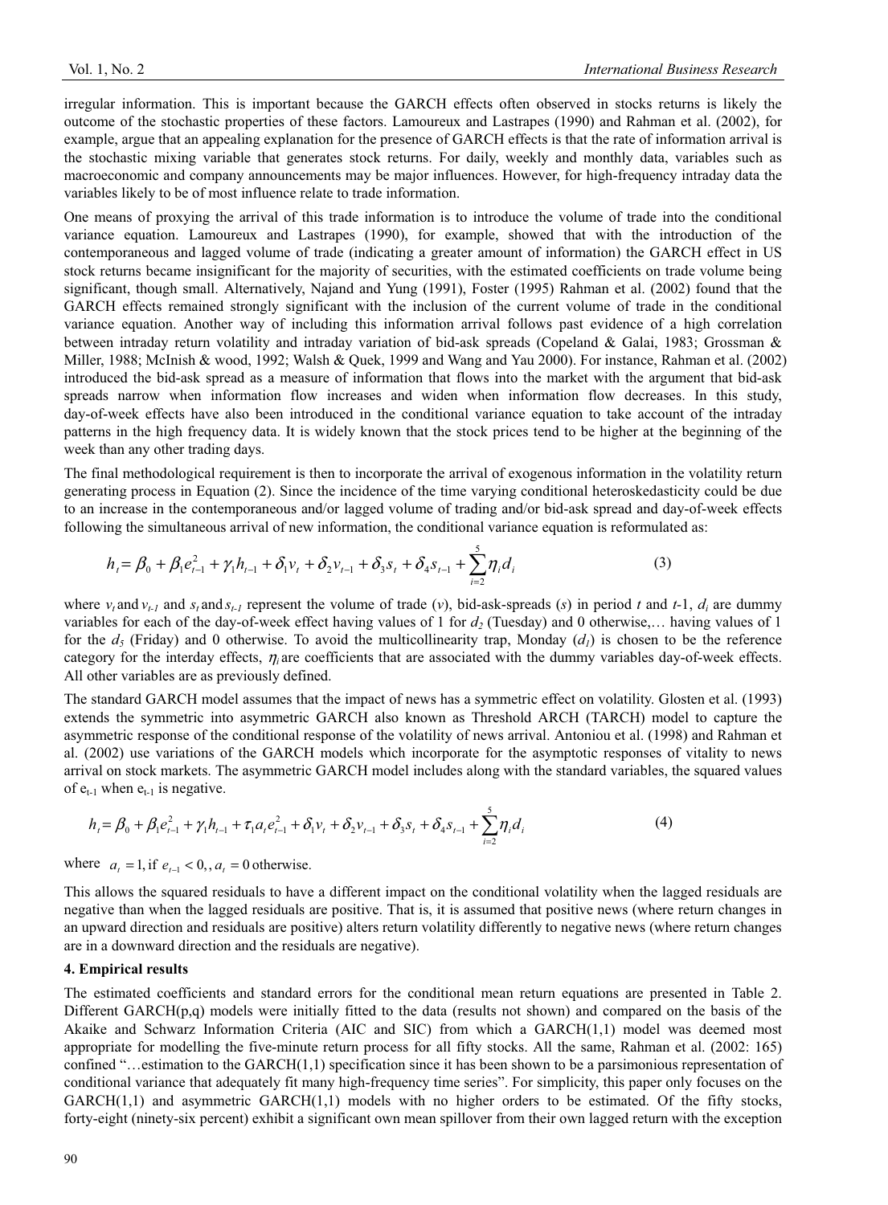irregular information. This is important because the GARCH effects often observed in stocks returns is likely the outcome of the stochastic properties of these factors. Lamoureux and Lastrapes (1990) and Rahman et al. (2002), for example, argue that an appealing explanation for the presence of GARCH effects is that the rate of information arrival is the stochastic mixing variable that generates stock returns. For daily, weekly and monthly data, variables such as macroeconomic and company announcements may be major influences. However, for high-frequency intraday data the variables likely to be of most influence relate to trade information.

One means of proxying the arrival of this trade information is to introduce the volume of trade into the conditional variance equation. Lamoureux and Lastrapes (1990), for example, showed that with the introduction of the contemporaneous and lagged volume of trade (indicating a greater amount of information) the GARCH effect in US stock returns became insignificant for the majority of securities, with the estimated coefficients on trade volume being significant, though small. Alternatively, Najand and Yung (1991), Foster (1995) Rahman et al. (2002) found that the GARCH effects remained strongly significant with the inclusion of the current volume of trade in the conditional variance equation. Another way of including this information arrival follows past evidence of a high correlation between intraday return volatility and intraday variation of bid-ask spreads (Copeland & Galai, 1983; Grossman & Miller, 1988; McInish & wood, 1992; Walsh & Quek, 1999 and Wang and Yau 2000). For instance, Rahman et al. (2002) introduced the bid-ask spread as a measure of information that flows into the market with the argument that bid-ask spreads narrow when information flow increases and widen when information flow decreases. In this study, day-of-week effects have also been introduced in the conditional variance equation to take account of the intraday patterns in the high frequency data. It is widely known that the stock prices tend to be higher at the beginning of the week than any other trading days.

The final methodological requirement is then to incorporate the arrival of exogenous information in the volatility return generating process in Equation (2). Since the incidence of the time varying conditional heteroskedasticity could be due to an increase in the contemporaneous and/or lagged volume of trading and/or bid-ask spread and day-of-week effects following the simultaneous arrival of new information, the conditional variance equation is reformulated as:

$$h_t = \beta_0 + \beta_1 e_{t-1}^2 + \gamma_1 h_{t-1} + \delta_1 v_t + \delta_2 v_{t-1} + \delta_3 s_t + \delta_4 s_{t-1} + \sum_{i=2}^{5} \eta_i d_i \tag{3}$$

where $v_t$ and $v_{t-1}$ and $s_t$ and $s_{t-1}$ represent the volume of trade ($v$), bid-ask-spreads ($s$) in period $t$ and $t$-1, $d_i$ are dummy variables for each of the day-of-week effect having values of 1 for $d_2$ (Tuesday) and 0 otherwise,… having values of 1 for the $d_5$ (Friday) and 0 otherwise. To avoid the multicollinearity trap, Monday ($d_1$) is chosen to be the reference category for the interday effects, $\eta_i$ are coefficients that are associated with the dummy variables day-of-week effects. All other variables are as previously defined.

The standard GARCH model assumes that the impact of news has a symmetric effect on volatility. Glosten et al. (1993) extends the symmetric into asymmetric GARCH also known as Threshold ARCH (TARCH) model to capture the asymmetric response of the conditional response of the volatility of news arrival. Antoniou et al. (1998) and Rahman et al. (2002) use variations of the GARCH models which incorporate for the asymptotic responses of vitality to news arrival on stock markets. The asymmetric GARCH model includes along with the standard variables, the squared values of $e_{t-1}$ when $e_{t-1}$ is negative.

$$h_t = \beta_0 + \beta_1 e_{t-1}^2 + \gamma_1 h_{t-1} + \tau_1 a_t e_{t-1}^2 + \delta_1 v_t + \delta_2 v_{t-1} + \delta_3 s_t + \delta_4 s_{t-1} + \sum_{i=2}^{5} \eta_i d_i \tag{4}$$

where $a_t = 1, \text{if } e_{t-1} < 0,, a_t = 0$ otherwise.

This allows the squared residuals to have a different impact on the conditional volatility when the lagged residuals are negative than when the lagged residuals are positive. That is, it is assumed that positive news (where return changes in an upward direction and residuals are positive) alters return volatility differently to negative news (where return changes are in a downward direction and the residuals are negative).

## 4. Empirical results

The estimated coefficients and standard errors for the conditional mean return equations are presented in Table 2. Different GARCH(p,q) models were initially fitted to the data (results not shown) and compared on the basis of the Akaike and Schwarz Information Criteria (AIC and SIC) from which a GARCH(1,1) model was deemed most appropriate for modelling the five-minute return process for all fifty stocks. All the same, Rahman et al. (2002: 165) confined "…estimation to the GARCH(1,1) specification since it has been shown to be a parsimonious representation of conditional variance that adequately fit many high-frequency time series". For simplicity, this paper only focuses on the GARCH(1,1) and asymmetric GARCH(1,1) models with no higher orders to be estimated. Of the fifty stocks, forty-eight (ninety-six percent) exhibit a significant own mean spillover from their own lagged return with the exception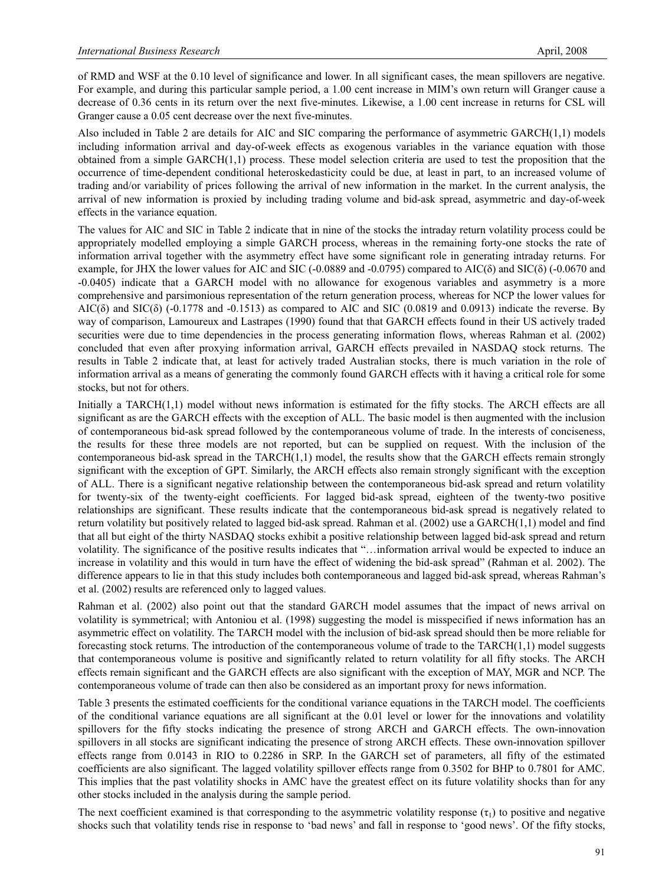of RMD and WSF at the 0.10 level of significance and lower. In all significant cases, the mean spillovers are negative. For example, and during this particular sample period, a 1.00 cent increase in MIM's own return will Granger cause a decrease of 0.36 cents in its return over the next five-minutes. Likewise, a 1.00 cent increase in returns for CSL will Granger cause a 0.05 cent decrease over the next five-minutes.

Also included in Table 2 are details for AIC and SIC comparing the performance of asymmetric GARCH(1,1) models including information arrival and day-of-week effects as exogenous variables in the variance equation with those obtained from a simple GARCH(1,1) process. These model selection criteria are used to test the proposition that the occurrence of time-dependent conditional heteroskedasticity could be due, at least in part, to an increased volume of trading and/or variability of prices following the arrival of new information in the market. In the current analysis, the arrival of new information is proxied by including trading volume and bid-ask spread, asymmetric and day-of-week effects in the variance equation.

The values for AIC and SIC in Table 2 indicate that in nine of the stocks the intraday return volatility process could be appropriately modelled employing a simple GARCH process, whereas in the remaining forty-one stocks the rate of information arrival together with the asymmetry effect have some significant role in generating intraday returns. For example, for JHX the lower values for AIC and SIC (-0.0889 and -0.0795) compared to AIC(δ) and SIC(δ) (-0.0670 and -0.0405) indicate that a GARCH model with no allowance for exogenous variables and asymmetry is a more comprehensive and parsimonious representation of the return generation process, whereas for NCP the lower values for AIC(δ) and SIC(δ) (-0.1778 and -0.1513) as compared to AIC and SIC (0.0819 and 0.0913) indicate the reverse. By way of comparison, Lamoureux and Lastrapes (1990) found that that GARCH effects found in their US actively traded securities were due to time dependencies in the process generating information flows, whereas Rahman et al. (2002) concluded that even after proxying information arrival, GARCH effects prevailed in NASDAQ stock returns. The results in Table 2 indicate that, at least for actively traded Australian stocks, there is much variation in the role of information arrival as a means of generating the commonly found GARCH effects with it having a critical role for some stocks, but not for others.

Initially a TARCH(1,1) model without news information is estimated for the fifty stocks. The ARCH effects are all significant as are the GARCH effects with the exception of ALL. The basic model is then augmented with the inclusion of contemporaneous bid-ask spread followed by the contemporaneous volume of trade. In the interests of conciseness, the results for these three models are not reported, but can be supplied on request. With the inclusion of the contemporaneous bid-ask spread in the TARCH(1,1) model, the results show that the GARCH effects remain strongly significant with the exception of GPT. Similarly, the ARCH effects also remain strongly significant with the exception of ALL. There is a significant negative relationship between the contemporaneous bid-ask spread and return volatility for twenty-six of the twenty-eight coefficients. For lagged bid-ask spread, eighteen of the twenty-two positive relationships are significant. These results indicate that the contemporaneous bid-ask spread is negatively related to return volatility but positively related to lagged bid-ask spread. Rahman et al. (2002) use a GARCH(1,1) model and find that all but eight of the thirty NASDAQ stocks exhibit a positive relationship between lagged bid-ask spread and return volatility. The significance of the positive results indicates that "…information arrival would be expected to induce an increase in volatility and this would in turn have the effect of widening the bid-ask spread" (Rahman et al. 2002). The difference appears to lie in that this study includes both contemporaneous and lagged bid-ask spread, whereas Rahman's et al. (2002) results are referenced only to lagged values.

Rahman et al. (2002) also point out that the standard GARCH model assumes that the impact of news arrival on volatility is symmetrical; with Antoniou et al. (1998) suggesting the model is misspecified if news information has an asymmetric effect on volatility. The TARCH model with the inclusion of bid-ask spread should then be more reliable for forecasting stock returns. The introduction of the contemporaneous volume of trade to the TARCH(1,1) model suggests that contemporaneous volume is positive and significantly related to return volatility for all fifty stocks. The ARCH effects remain significant and the GARCH effects are also significant with the exception of MAY, MGR and NCP. The contemporaneous volume of trade can then also be considered as an important proxy for news information.

Table 3 presents the estimated coefficients for the conditional variance equations in the TARCH model. The coefficients of the conditional variance equations are all significant at the 0.01 level or lower for the innovations and volatility spillovers for the fifty stocks indicating the presence of strong ARCH and GARCH effects. The own-innovation spillovers in all stocks are significant indicating the presence of strong ARCH effects. These own-innovation spillover effects range from 0.0143 in RIO to 0.2286 in SRP. In the GARCH set of parameters, all fifty of the estimated coefficients are also significant. The lagged volatility spillover effects range from 0.3502 for BHP to 0.7801 for AMC. This implies that the past volatility shocks in AMC have the greatest effect on its future volatility shocks than for any other stocks included in the analysis during the sample period.

The next coefficient examined is that corresponding to the asymmetric volatility response ($\tau_1$) to positive and negative shocks such that volatility tends rise in response to 'bad news' and fall in response to 'good news'. Of the fifty stocks,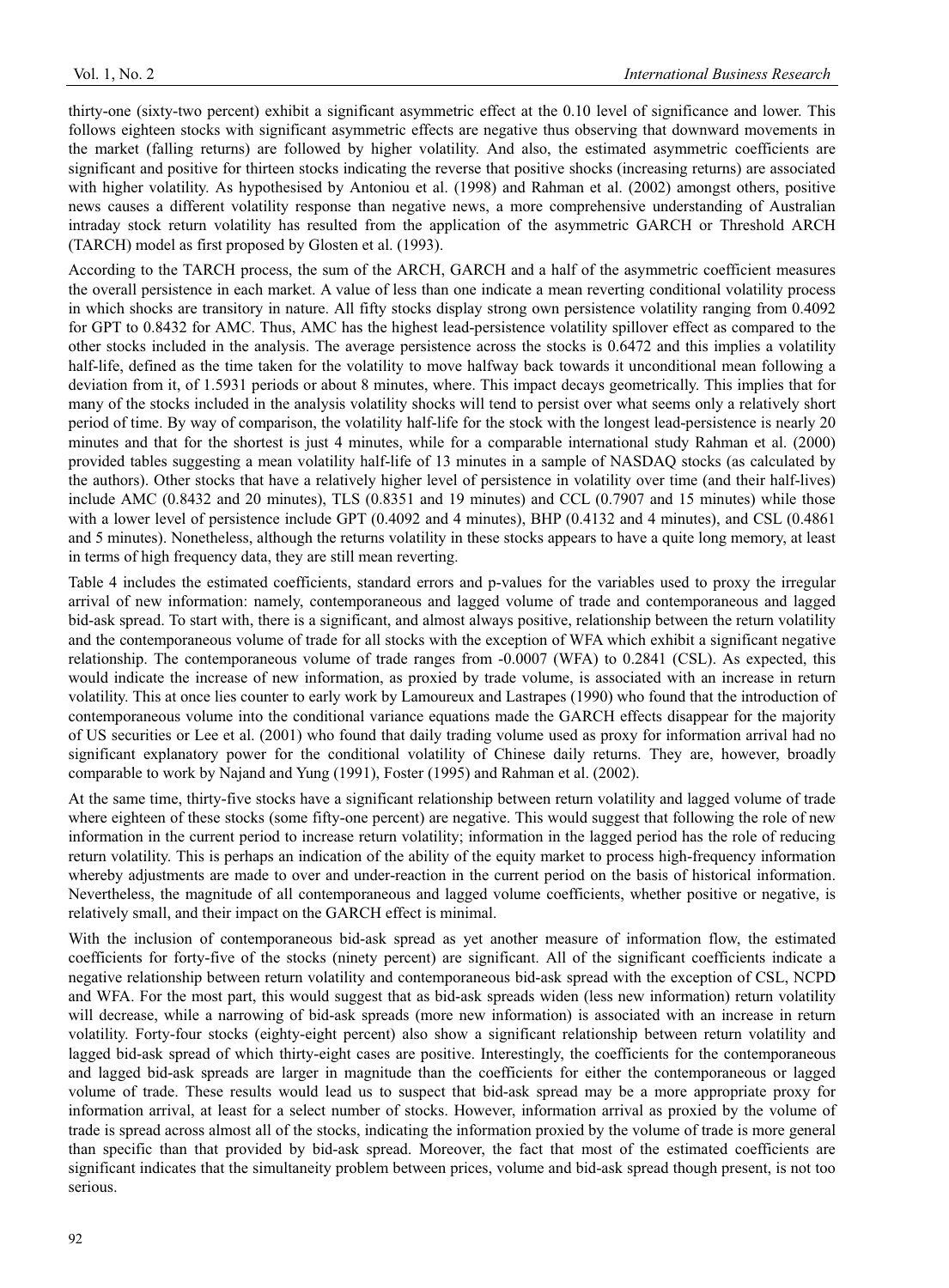thirty-one (sixty-two percent) exhibit a significant asymmetric effect at the 0.10 level of significance and lower. This follows eighteen stocks with significant asymmetric effects are negative thus observing that downward movements in the market (falling returns) are followed by higher volatility. And also, the estimated asymmetric coefficients are significant and positive for thirteen stocks indicating the reverse that positive shocks (increasing returns) are associated with higher volatility. As hypothesised by Antoniou et al. (1998) and Rahman et al. (2002) amongst others, positive news causes a different volatility response than negative news, a more comprehensive understanding of Australian intraday stock return volatility has resulted from the application of the asymmetric GARCH or Threshold ARCH (TARCH) model as first proposed by Glosten et al. (1993).

According to the TARCH process, the sum of the ARCH, GARCH and a half of the asymmetric coefficient measures the overall persistence in each market. A value of less than one indicate a mean reverting conditional volatility process in which shocks are transitory in nature. All fifty stocks display strong own persistence volatility ranging from 0.4092 for GPT to 0.8432 for AMC. Thus, AMC has the highest lead-persistence volatility spillover effect as compared to the other stocks included in the analysis. The average persistence across the stocks is 0.6472 and this implies a volatility half-life, defined as the time taken for the volatility to move halfway back towards it unconditional mean following a deviation from it, of 1.5931 periods or about 8 minutes, where. This impact decays geometrically. This implies that for many of the stocks included in the analysis volatility shocks will tend to persist over what seems only a relatively short period of time. By way of comparison, the volatility half-life for the stock with the longest lead-persistence is nearly 20 minutes and that for the shortest is just 4 minutes, while for a comparable international study Rahman et al. (2000) provided tables suggesting a mean volatility half-life of 13 minutes in a sample of NASDAQ stocks (as calculated by the authors). Other stocks that have a relatively higher level of persistence in volatility over time (and their half-lives) include AMC (0.8432 and 20 minutes), TLS (0.8351 and 19 minutes) and CCL (0.7907 and 15 minutes) while those with a lower level of persistence include GPT (0.4092 and 4 minutes), BHP (0.4132 and 4 minutes), and CSL (0.4861 and 5 minutes). Nonetheless, although the returns volatility in these stocks appears to have a quite long memory, at least in terms of high frequency data, they are still mean reverting.

Table 4 includes the estimated coefficients, standard errors and p-values for the variables used to proxy the irregular arrival of new information: namely, contemporaneous and lagged volume of trade and contemporaneous and lagged bid-ask spread. To start with, there is a significant, and almost always positive, relationship between the return volatility and the contemporaneous volume of trade for all stocks with the exception of WFA which exhibit a significant negative relationship. The contemporaneous volume of trade ranges from -0.0007 (WFA) to 0.2841 (CSL). As expected, this would indicate the increase of new information, as proxied by trade volume, is associated with an increase in return volatility. This at once lies counter to early work by Lamoureux and Lastrapes (1990) who found that the introduction of contemporaneous volume into the conditional variance equations made the GARCH effects disappear for the majority of US securities or Lee et al. (2001) who found that daily trading volume used as proxy for information arrival had no significant explanatory power for the conditional volatility of Chinese daily returns. They are, however, broadly comparable to work by Najand and Yung (1991), Foster (1995) and Rahman et al. (2002).

At the same time, thirty-five stocks have a significant relationship between return volatility and lagged volume of trade where eighteen of these stocks (some fifty-one percent) are negative. This would suggest that following the role of new information in the current period to increase return volatility; information in the lagged period has the role of reducing return volatility. This is perhaps an indication of the ability of the equity market to process high-frequency information whereby adjustments are made to over and under-reaction in the current period on the basis of historical information. Nevertheless, the magnitude of all contemporaneous and lagged volume coefficients, whether positive or negative, is relatively small, and their impact on the GARCH effect is minimal.

With the inclusion of contemporaneous bid-ask spread as yet another measure of information flow, the estimated coefficients for forty-five of the stocks (ninety percent) are significant. All of the significant coefficients indicate a negative relationship between return volatility and contemporaneous bid-ask spread with the exception of CSL, NCPD and WFA. For the most part, this would suggest that as bid-ask spreads widen (less new information) return volatility will decrease, while a narrowing of bid-ask spreads (more new information) is associated with an increase in return volatility. Forty-four stocks (eighty-eight percent) also show a significant relationship between return volatility and lagged bid-ask spread of which thirty-eight cases are positive. Interestingly, the coefficients for the contemporaneous and lagged bid-ask spreads are larger in magnitude than the coefficients for either the contemporaneous or lagged volume of trade. These results would lead us to suspect that bid-ask spread may be a more appropriate proxy for information arrival, at least for a select number of stocks. However, information arrival as proxied by the volume of trade is spread across almost all of the stocks, indicating the information proxied by the volume of trade is more general than specific than that provided by bid-ask spread. Moreover, the fact that most of the estimated coefficients are significant indicates that the simultaneity problem between prices, volume and bid-ask spread though present, is not too serious.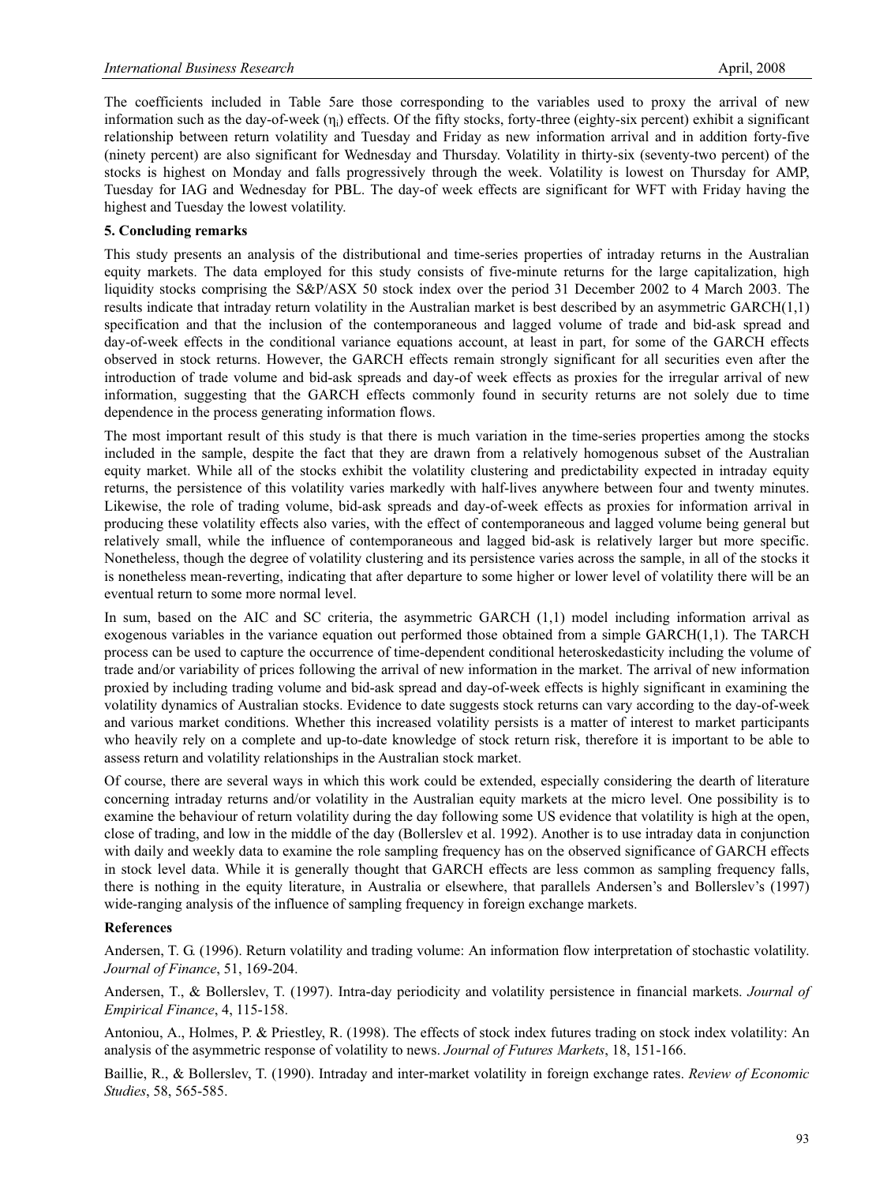The coefficients included in Table 5are those corresponding to the variables used to proxy the arrival of new information such as the day-of-week ($\eta_i$) effects. Of the fifty stocks, forty-three (eighty-six percent) exhibit a significant relationship between return volatility and Tuesday and Friday as new information arrival and in addition forty-five (ninety percent) are also significant for Wednesday and Thursday. Volatility in thirty-six (seventy-two percent) of the stocks is highest on Monday and falls progressively through the week. Volatility is lowest on Thursday for AMP, Tuesday for IAG and Wednesday for PBL. The day-of week effects are significant for WFT with Friday having the highest and Tuesday the lowest volatility.

## 5. Concluding remarks

This study presents an analysis of the distributional and time-series properties of intraday returns in the Australian equity markets. The data employed for this study consists of five-minute returns for the large capitalization, high liquidity stocks comprising the S&P/ASX 50 stock index over the period 31 December 2002 to 4 March 2003. The results indicate that intraday return volatility in the Australian market is best described by an asymmetric GARCH(1,1) specification and that the inclusion of the contemporaneous and lagged volume of trade and bid-ask spread and day-of-week effects in the conditional variance equations account, at least in part, for some of the GARCH effects observed in stock returns. However, the GARCH effects remain strongly significant for all securities even after the introduction of trade volume and bid-ask spreads and day-of week effects as proxies for the irregular arrival of new information, suggesting that the GARCH effects commonly found in security returns are not solely due to time dependence in the process generating information flows.

The most important result of this study is that there is much variation in the time-series properties among the stocks included in the sample, despite the fact that they are drawn from a relatively homogenous subset of the Australian equity market. While all of the stocks exhibit the volatility clustering and predictability expected in intraday equity returns, the persistence of this volatility varies markedly with half-lives anywhere between four and twenty minutes. Likewise, the role of trading volume, bid-ask spreads and day-of-week effects as proxies for information arrival in producing these volatility effects also varies, with the effect of contemporaneous and lagged volume being general but relatively small, while the influence of contemporaneous and lagged bid-ask is relatively larger but more specific. Nonetheless, though the degree of volatility clustering and its persistence varies across the sample, in all of the stocks it is nonetheless mean-reverting, indicating that after departure to some higher or lower level of volatility there will be an eventual return to some more normal level.

In sum, based on the AIC and SC criteria, the asymmetric GARCH (1,1) model including information arrival as exogenous variables in the variance equation out performed those obtained from a simple GARCH(1,1). The TARCH process can be used to capture the occurrence of time-dependent conditional heteroskedasticity including the volume of trade and/or variability of prices following the arrival of new information in the market. The arrival of new information proxied by including trading volume and bid-ask spread and day-of-week effects is highly significant in examining the volatility dynamics of Australian stocks. Evidence to date suggests stock returns can vary according to the day-of-week and various market conditions. Whether this increased volatility persists is a matter of interest to market participants who heavily rely on a complete and up-to-date knowledge of stock return risk, therefore it is important to be able to assess return and volatility relationships in the Australian stock market.

Of course, there are several ways in which this work could be extended, especially considering the dearth of literature concerning intraday returns and/or volatility in the Australian equity markets at the micro level. One possibility is to examine the behaviour of return volatility during the day following some US evidence that volatility is high at the open, close of trading, and low in the middle of the day (Bollerslev et al. 1992). Another is to use intraday data in conjunction with daily and weekly data to examine the role sampling frequency has on the observed significance of GARCH effects in stock level data. While it is generally thought that GARCH effects are less common as sampling frequency falls, there is nothing in the equity literature, in Australia or elsewhere, that parallels Andersen's and Bollerslev's (1997) wide-ranging analysis of the influence of sampling frequency in foreign exchange markets.

## References

Andersen, T. G. (1996). Return volatility and trading volume: An information flow interpretation of stochastic volatility. *Journal of Finance*, 51, 169-204.

Andersen, T., & Bollerslev, T. (1997). Intra-day periodicity and volatility persistence in financial markets. *Journal of Empirical Finance*, 4, 115-158.

Antoniou, A., Holmes, P. & Priestley, R. (1998). The effects of stock index futures trading on stock index volatility: An analysis of the asymmetric response of volatility to news. *Journal of Futures Markets*, 18, 151-166.

Baillie, R., & Bollerslev, T. (1990). Intraday and inter-market volatility in foreign exchange rates. *Review of Economic Studies*, 58, 565-585.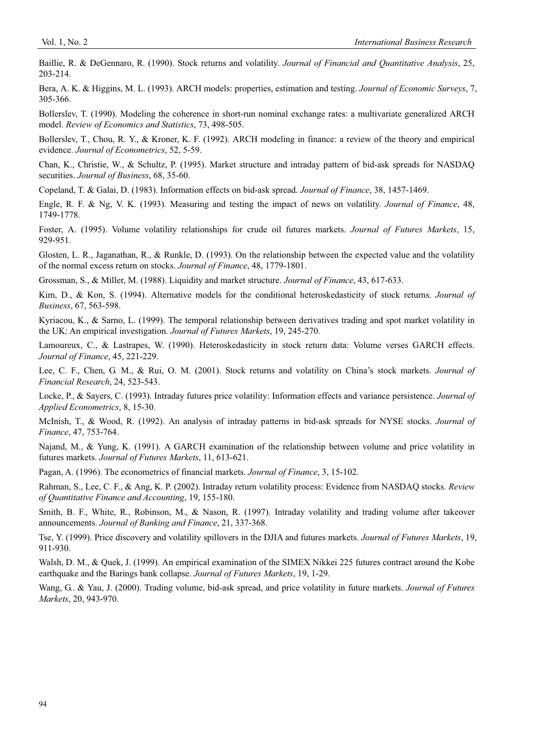Baillie, R. & DeGennaro, R. (1990). Stock returns and volatility. *Journal of Financial and Quantitative Analysis*, 25, 203-214.

Bera, A. K. & Higgins, M. L. (1993). ARCH models: properties, estimation and testing. *Journal of Economic Surveys*, 7, 305-366.

Bollerslev, T. (1990). Modeling the coherence in short-run nominal exchange rates: a multivariate generalized ARCH model. *Review of Economics and Statistics*, 73, 498-505.

Bollerslev, T., Chou, R. Y., & Kroner, K. F. (1992). ARCH modeling in finance: a review of the theory and empirical evidence. *Journal of Econometrics*, 52, 5-59.

Chan, K., Christie, W., & Schultz, P. (1995). Market structure and intraday pattern of bid-ask spreads for NASDAQ securities. *Journal of Business*, 68, 35-60.

Copeland, T. & Galai, D. (1983). Information effects on bid-ask spread. *Journal of Finance*, 38, 1457-1469.

Engle, R. F. & Ng, V. K. (1993). Measuring and testing the impact of news on volatility. *Journal of Finance*, 48, 1749-1778.

Foster, A. (1995). Volume volatility relationships for crude oil futures markets. *Journal of Futures Markets*, 15, 929-951.

Glosten, L. R., Jaganathan, R., & Runkle, D. (1993). On the relationship between the expected value and the volatility of the normal excess return on stocks. *Journal of Finance*, 48, 1779-1801.

Grossman, S., & Miller, M. (1988). Liquidity and market structure. *Journal of Finance*, 43, 617-633.

Kim, D., & Kon, S. (1994). Alternative models for the conditional heteroskedasticity of stock returns. *Journal of Business*, 67, 563-598.

Kyriacou, K., & Sarno, L. (1999). The temporal relationship between derivatives trading and spot market volatility in the UK: An empirical investigation. *Journal of Futures Markets*, 19, 245-270.

Lamoureux, C., & Lastrapes, W. (1990). Heteroskedasticity in stock return data: Volume verses GARCH effects. *Journal of Finance*, 45, 221-229.

Lee, C. F., Chen, G. M., & Rui, O. M. (2001). Stock returns and volatility on China's stock markets. *Journal of Financial Research*, 24, 523-543.

Locke, P., & Sayers, C. (1993). Intraday futures price volatility: Information effects and variance persistence. *Journal of Applied Econometrics*, 8, 15-30.

McInish, T., & Wood, R. (1992). An analysis of intraday patterns in bid-ask spreads for NYSE stocks. *Journal of Finance*, 47, 753-764.

Najand, M., & Yung, K. (1991). A GARCH examination of the relationship between volume and price volatility in futures markets. *Journal of Futures Markets*, 11, 613-621.

Pagan, A. (1996). The econometrics of financial markets. *Journal of Finance*, 3, 15-102.

Rahman, S., Lee, C. F., & Ang, K. P. (2002). Intraday return volatility process: Evidence from NASDAQ stocks. *Review of Quantitative Finance and Accounting*, 19, 155-180.

Smith, B. F., White, R., Robinson, M., & Nason, R. (1997). Intraday volatility and trading volume after takeover announcements. *Journal of Banking and Finance*, 21, 337-368.

Tse, Y. (1999). Price discovery and volatility spillovers in the DJIA and futures markets. *Journal of Futures Markets*, 19, 911-930.

Walsh, D. M., & Quek, J. (1999). An empirical examination of the SIMEX Nikkei 225 futures contract around the Kobe earthquake and the Barings bank collapse. *Journal of Futures Markets*, 19, 1-29.

Wang, G.. & Yau, J. (2000). Trading volume, bid-ask spread, and price volatility in future markets. *Journal of Futures Markets*, 20, 943-970.